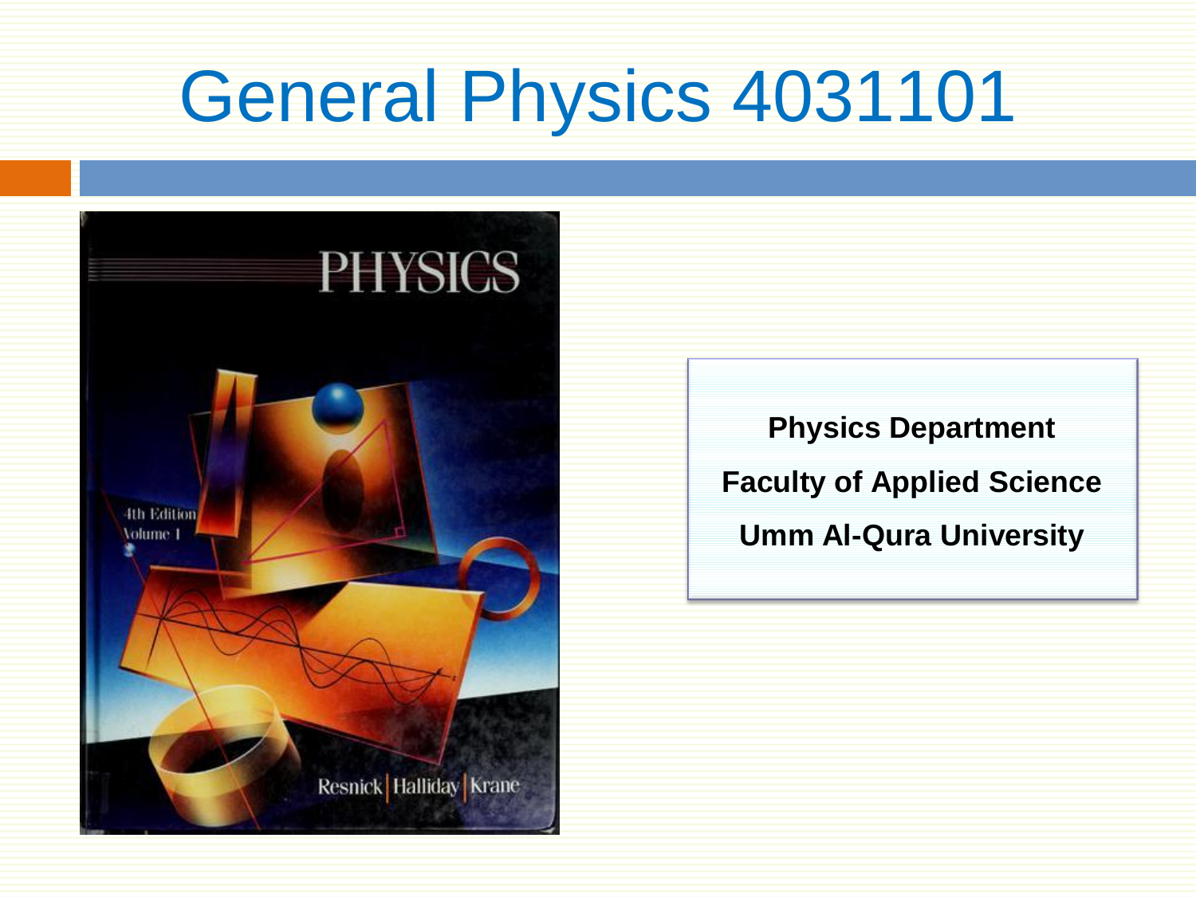# General Physics 4031101

**Physics Department**

**Faculty of Applied Science**

**Umm Al-Qura University**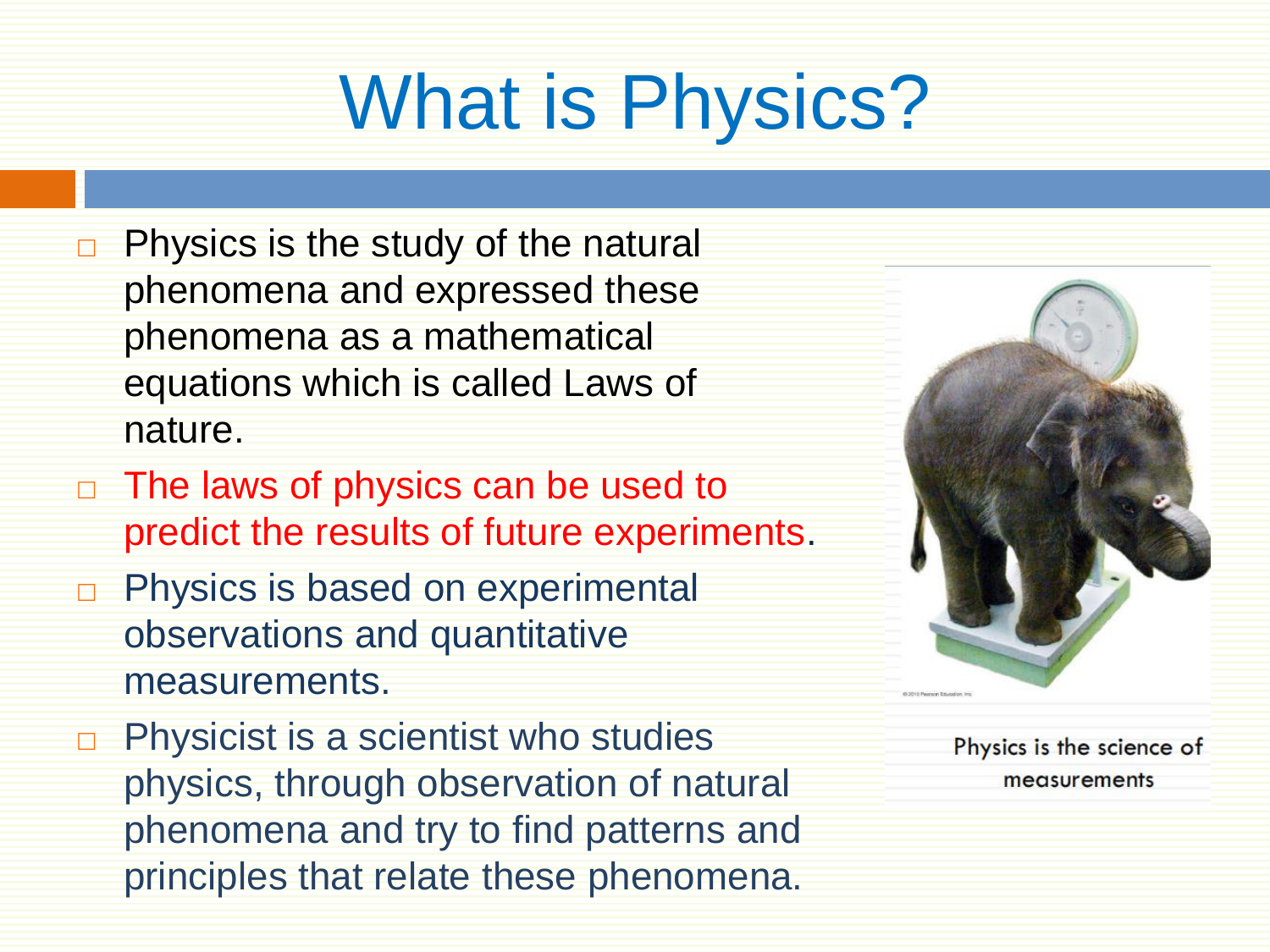# What is Physics?

- Physics is the study of the natural phenomena and expressed these phenomena as a mathematical equations which is called Laws of nature.
- The laws of physics can be used to predict the results of future experiments.
- Physics is based on experimental observations and quantitative measurements.
- Physicist is a scientist who studies physics, through observation of natural phenomena and try to find patterns and principles that relate these phenomena.

Physics is the science of measurements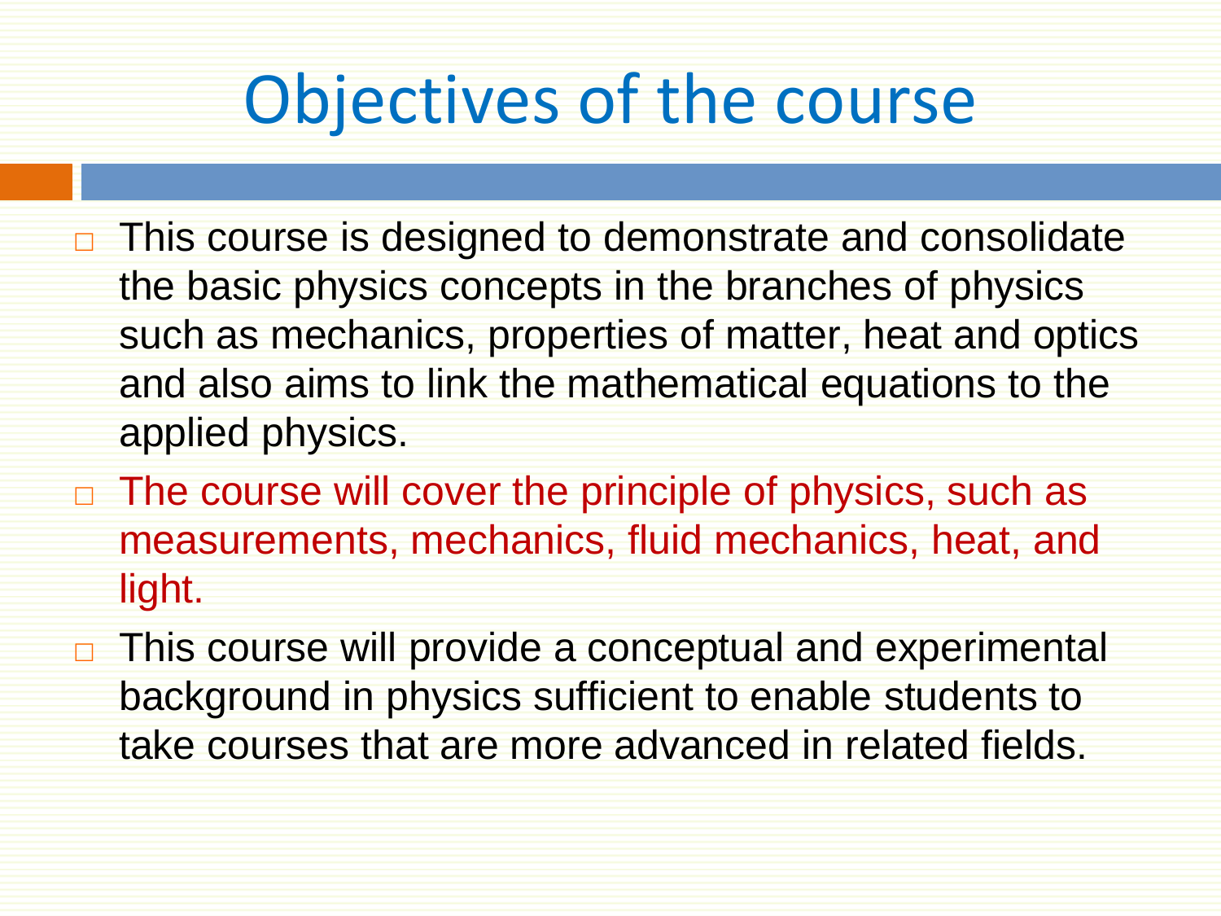# Objectives of the course

- This course is designed to demonstrate and consolidate the basic physics concepts in the branches of physics such as mechanics, properties of matter, heat and optics and also aims to link the mathematical equations to the applied physics.
- The course will cover the principle of physics, such as measurements, mechanics, fluid mechanics, heat, and light.
- This course will provide a conceptual and experimental background in physics sufficient to enable students to take courses that are more advanced in related fields.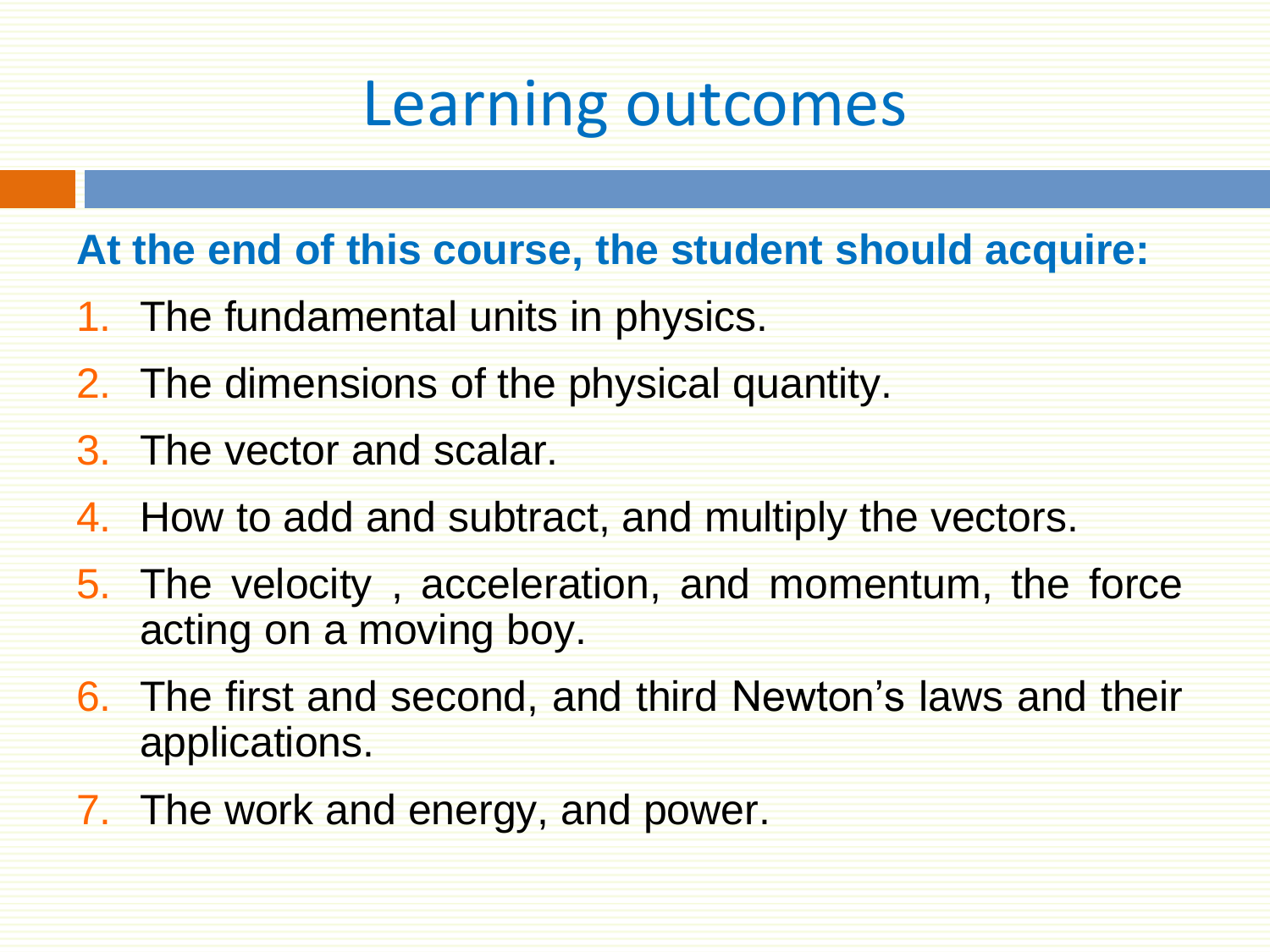# Learning outcomes

**At the end of this course, the student should acquire:**

1. The fundamental units in physics.
2. The dimensions of the physical quantity.
3. The vector and scalar.
4. How to add and subtract, and multiply the vectors.
5. The velocity , acceleration, and momentum, the force acting on a moving boy.
6. The first and second, and third Newton’s laws and their applications.
7. The work and energy, and power.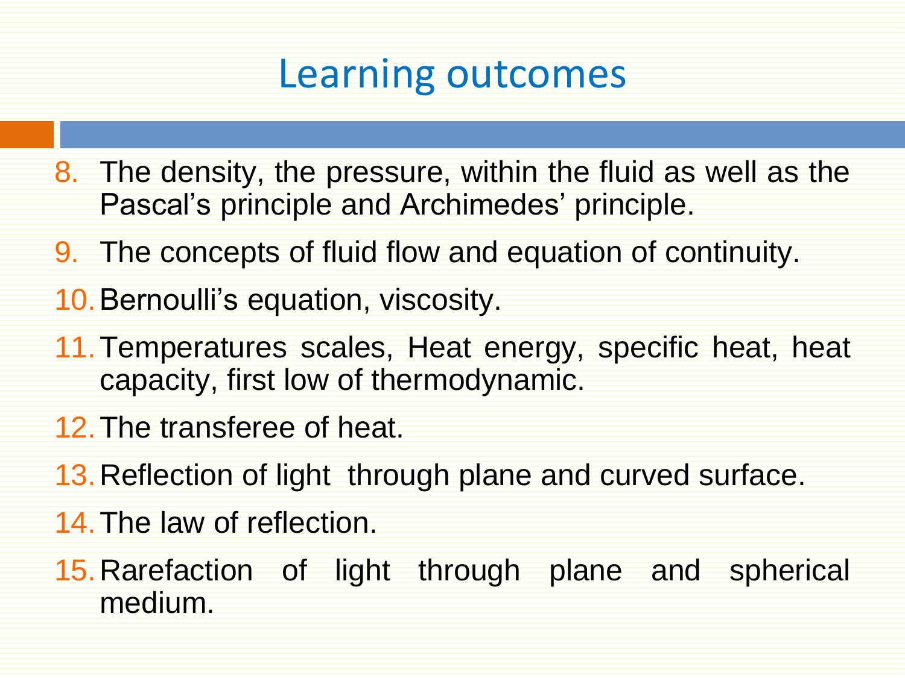# Learning outcomes

8. The density, the pressure, within the fluid as well as the Pascal's principle and Archimedes' principle.
9. The concepts of fluid flow and equation of continuity.
10. Bernoulli's equation, viscosity.
11. Temperatures scales, Heat energy, specific heat, heat capacity, first low of thermodynamic.
12. The transferee of heat.
13. Reflection of light through plane and curved surface.
14. The law of reflection.
15. Rarefaction of light through plane and spherical medium.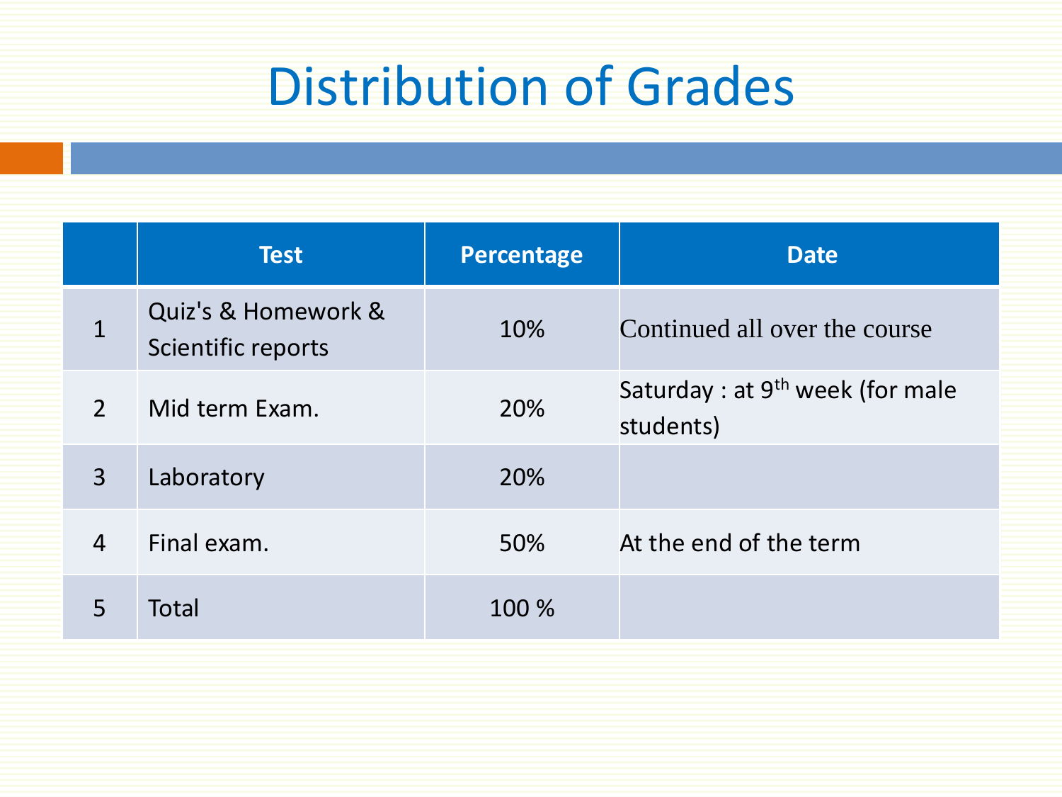# Distribution of Grades

| | Test | Percentage | Date |
|---|---|---|---|
| 1 | Quiz's & Homework & Scientific reports | 10% | Continued all over the course |
| 2 | Mid term Exam. | 20% | Saturday : at 9th week (for male students) |
| 3 | Laboratory | 20% | |
| 4 | Final exam. | 50% | At the end of the term |
| 5 | Total | 100 % | |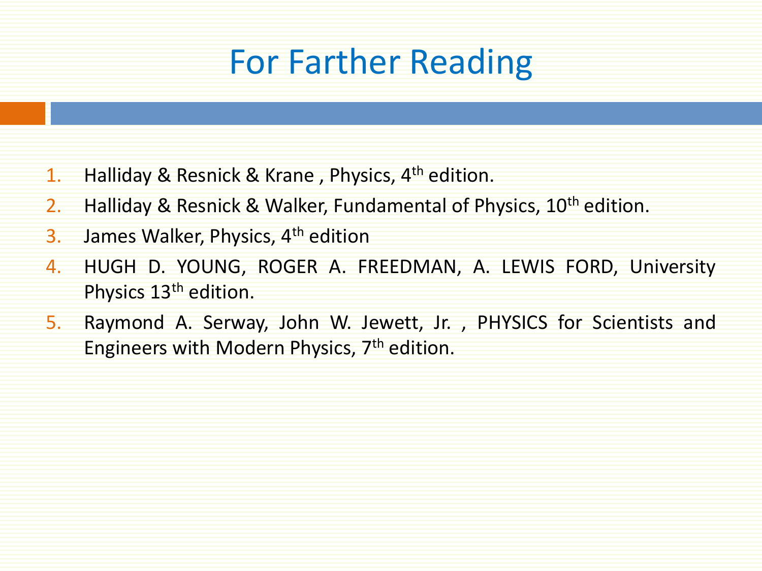# For Farther Reading

1. Halliday & Resnick & Krane , Physics, 4th edition.
2. Halliday & Resnick & Walker, Fundamental of Physics, 10th edition.
3. James Walker, Physics, 4th edition
4. HUGH D. YOUNG, ROGER A. FREEDMAN, A. LEWIS FORD, University Physics 13th edition.
5. Raymond A. Serway, John W. Jewett, Jr. , PHYSICS for Scientists and Engineers with Modern Physics, 7th edition.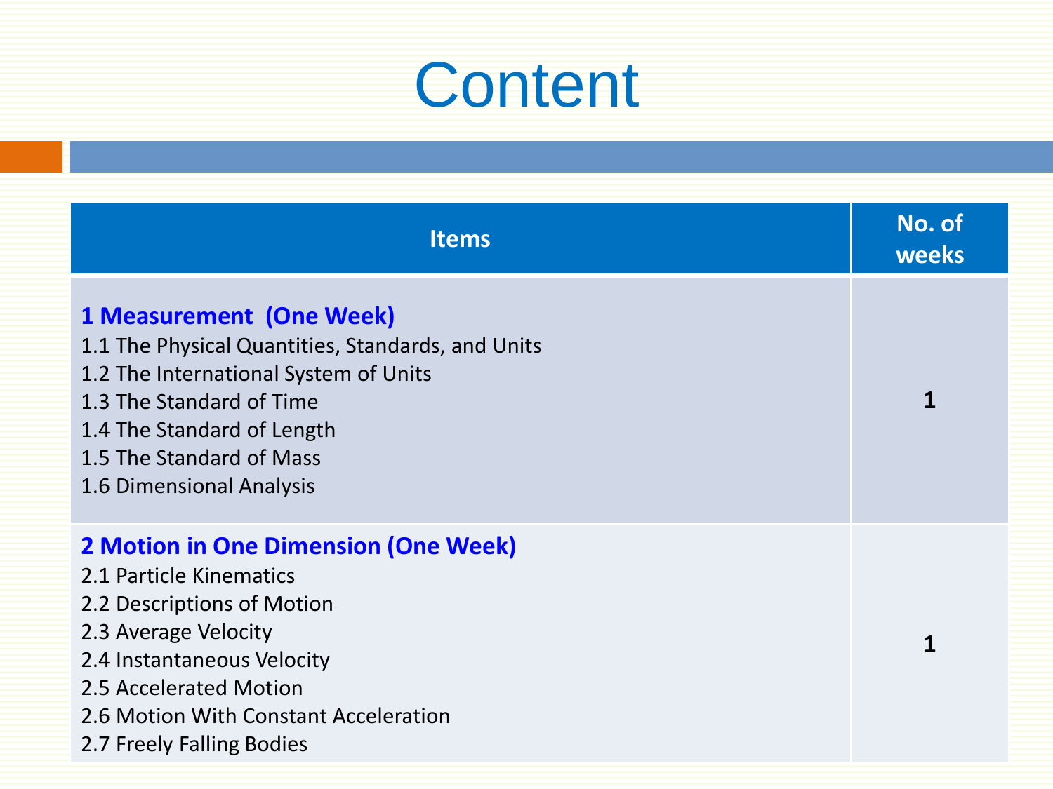# Content

| Items | No. of weeks |
|---|---|
| **1 Measurement (One Week)**<br>1.1 The Physical Quantities, Standards, and Units<br>1.2 The International System of Units<br>1.3 The Standard of Time<br>1.4 The Standard of Length<br>1.5 The Standard of Mass<br>1.6 Dimensional Analysis | **1** |
| **2 Motion in One Dimension (One Week)**<br>2.1 Particle Kinematics<br>2.2 Descriptions of Motion<br>2.3 Average Velocity<br>2.4 Instantaneous Velocity<br>2.5 Accelerated Motion<br>2.6 Motion With Constant Acceleration<br>2.7 Freely Falling Bodies | **1** |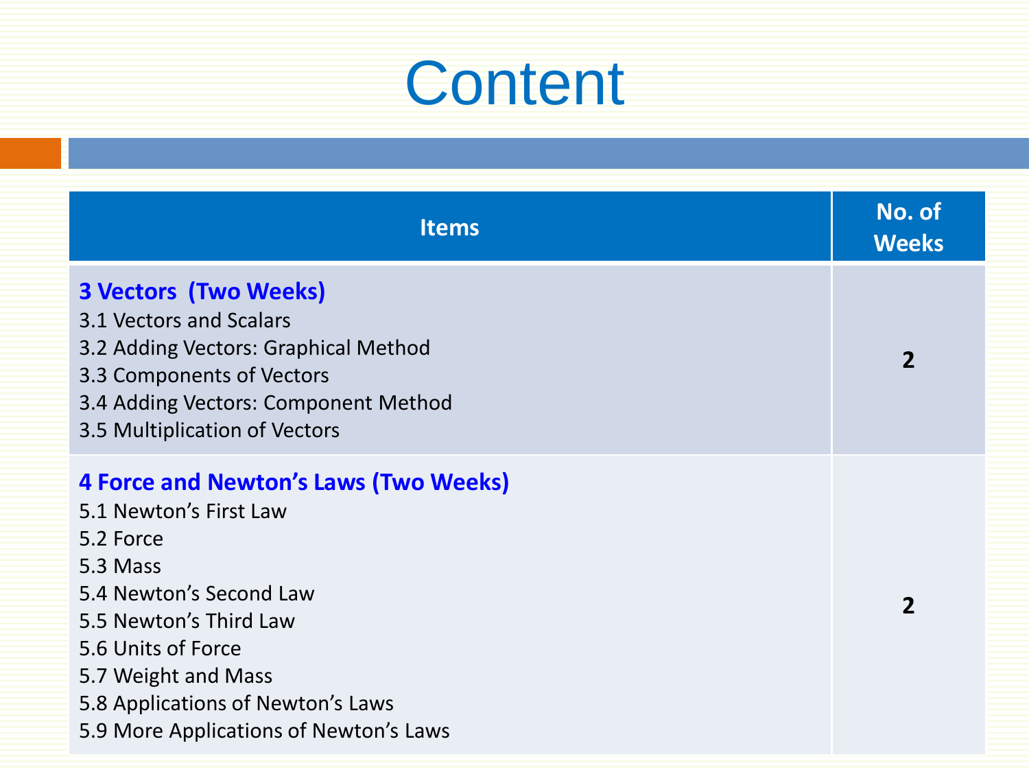# Content

| Items | No. of Weeks |
| --- | --- |
| **3 Vectors (Two Weeks)**<br>3.1 Vectors and Scalars<br>3.2 Adding Vectors: Graphical Method<br>3.3 Components of Vectors<br>3.4 Adding Vectors: Component Method<br>3.5 Multiplication of Vectors | **2** |
| **4 Force and Newton's Laws (Two Weeks)**<br>5.1 Newton's First Law<br>5.2 Force<br>5.3 Mass<br>5.4 Newton's Second Law<br>5.5 Newton's Third Law<br>5.6 Units of Force<br>5.7 Weight and Mass<br>5.8 Applications of Newton's Laws<br>5.9 More Applications of Newton's Laws | **2** |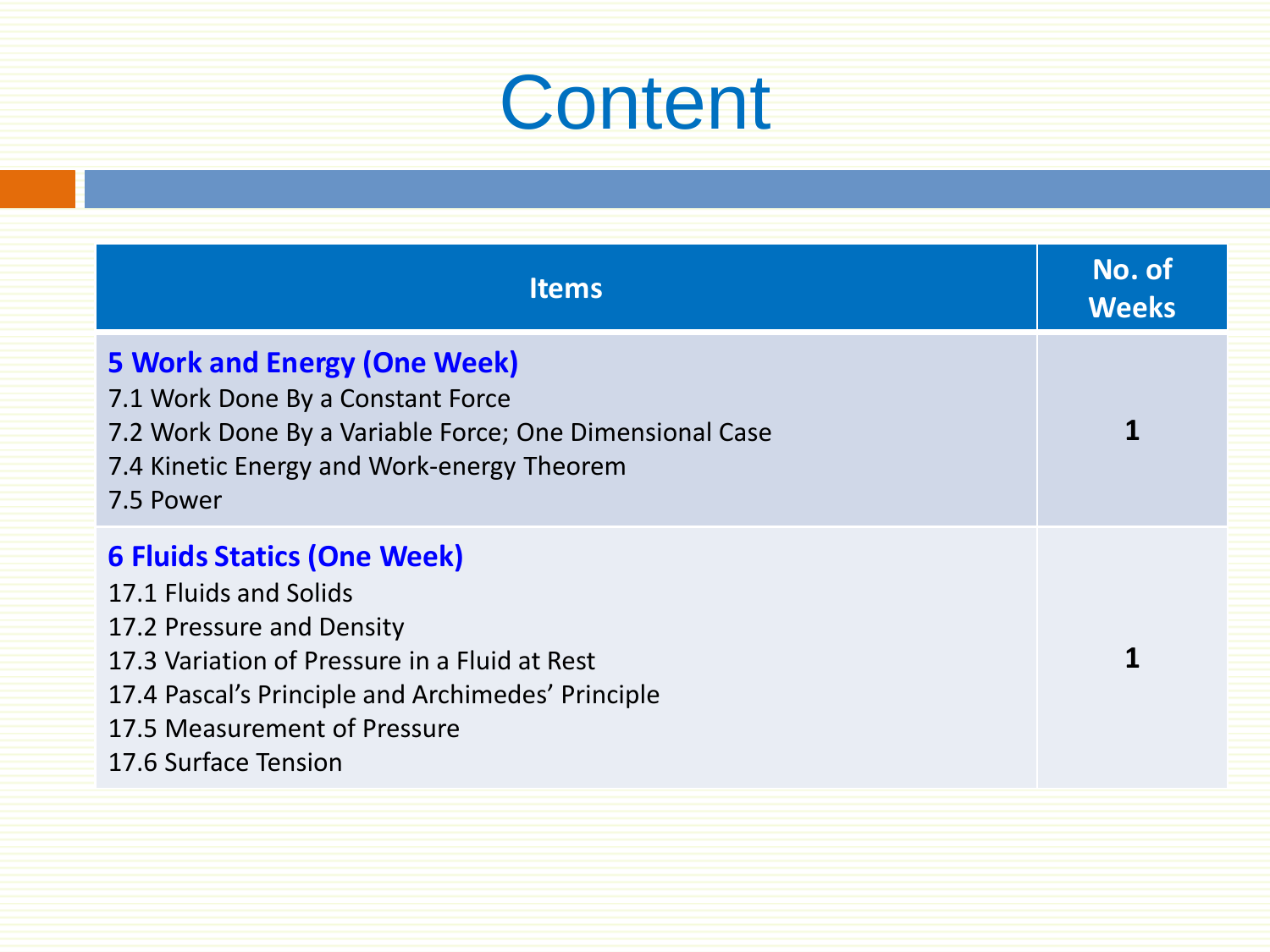# Content

| Items | No. of Weeks |
|---|---|
| **5 Work and Energy (One Week)**<br>7.1 Work Done By a Constant Force<br>7.2 Work Done By a Variable Force; One Dimensional Case<br>7.4 Kinetic Energy and Work-energy Theorem<br>7.5 Power | **1** |
| **6 Fluids Statics (One Week)**<br>17.1 Fluids and Solids<br>17.2 Pressure and Density<br>17.3 Variation of Pressure in a Fluid at Rest<br>17.4 Pascal's Principle and Archimedes' Principle<br>17.5 Measurement of Pressure<br>17.6 Surface Tension | **1** |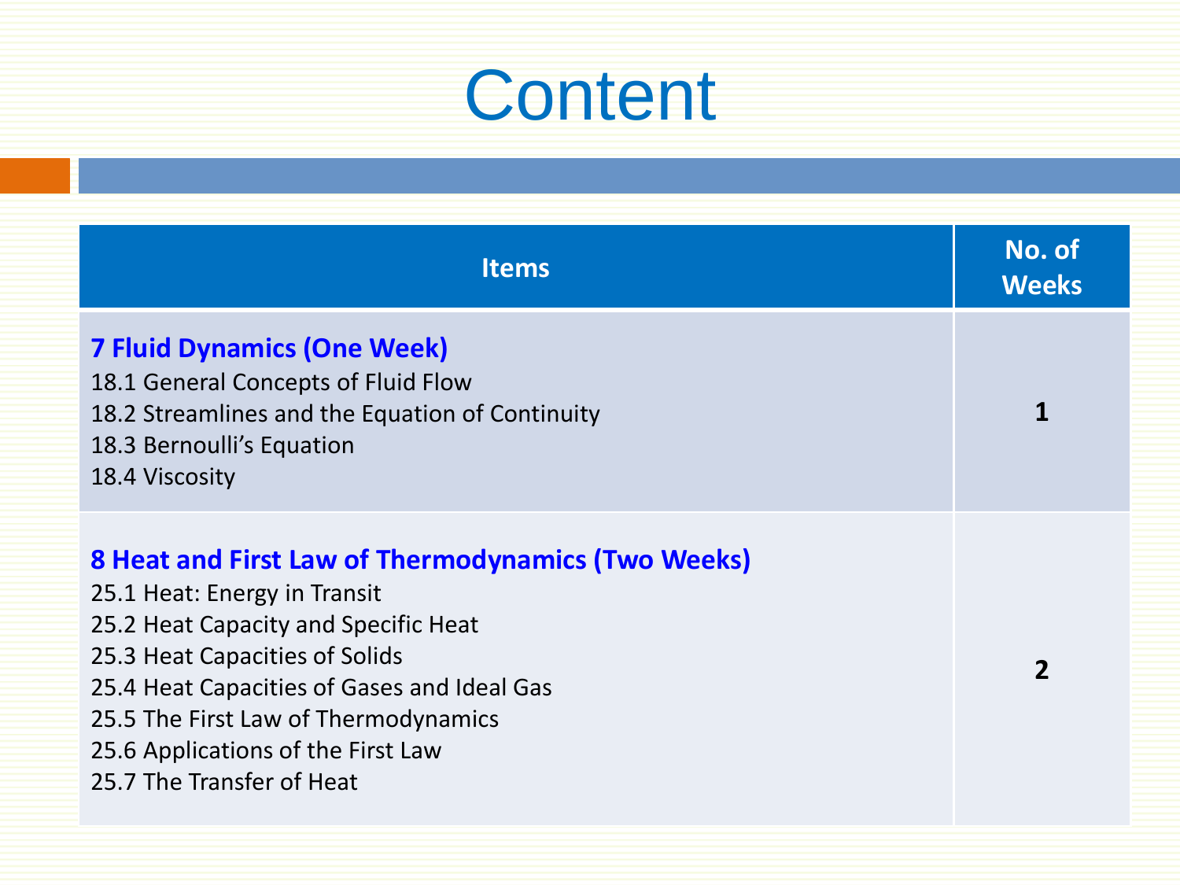# Content

| Items | No. of Weeks |
|---|---|
| **7 Fluid Dynamics (One Week)**<br>18.1 General Concepts of Fluid Flow<br>18.2 Streamlines and the Equation of Continuity<br>18.3 Bernoulli's Equation<br>18.4 Viscosity | **1** |
| **8 Heat and First Law of Thermodynamics (Two Weeks)**<br>25.1 Heat: Energy in Transit<br>25.2 Heat Capacity and Specific Heat<br>25.3 Heat Capacities of Solids<br>25.4 Heat Capacities of Gases and Ideal Gas<br>25.5 The First Law of Thermodynamics<br>25.6 Applications of the First Law<br>25.7 The Transfer of Heat | **2** |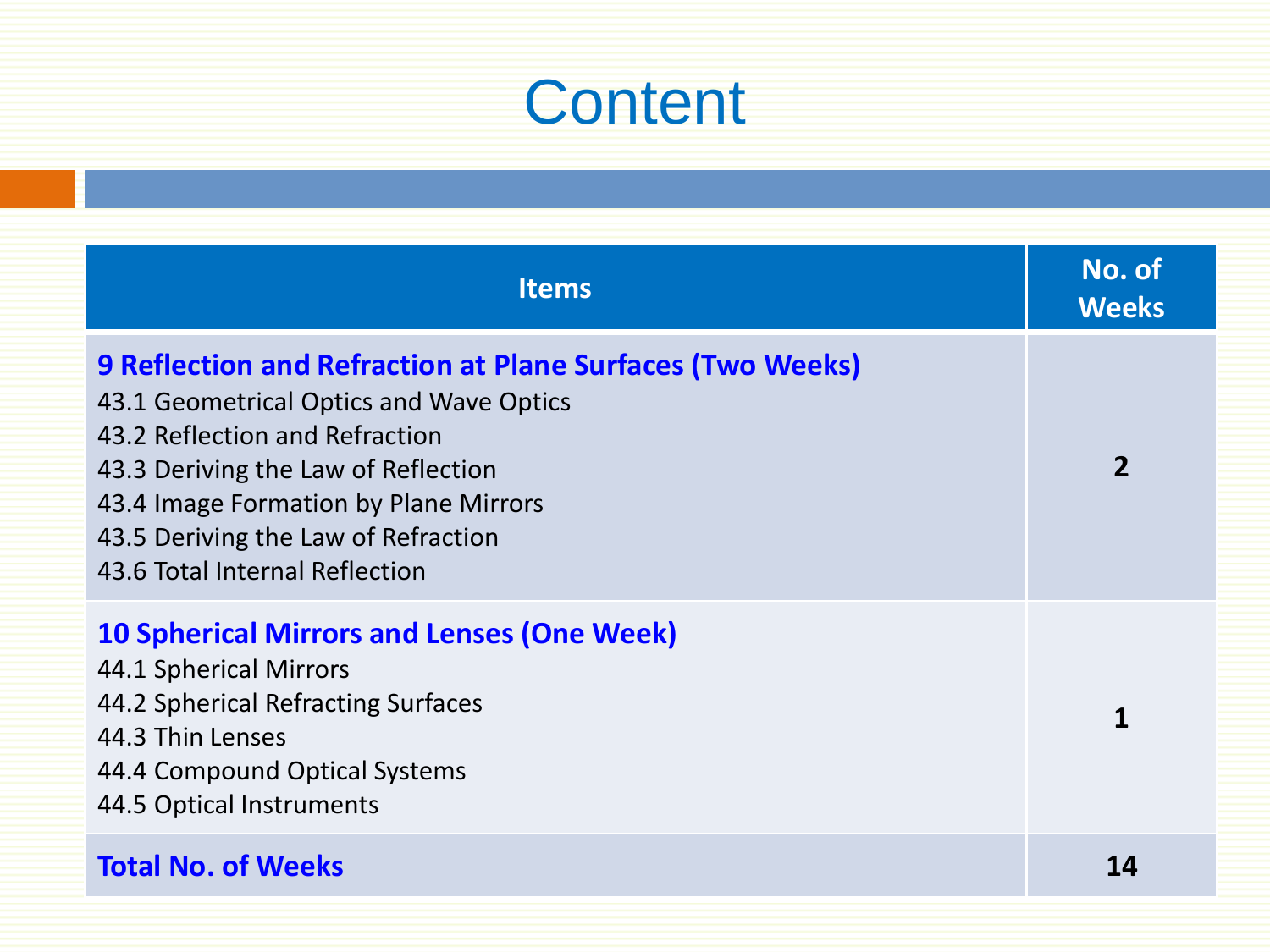# Content

| Items | No. of Weeks |
|---|---|
| **9 Reflection and Refraction at Plane Surfaces (Two Weeks)**<br>43.1 Geometrical Optics and Wave Optics<br>43.2 Reflection and Refraction<br>43.3 Deriving the Law of Reflection<br>43.4 Image Formation by Plane Mirrors<br>43.5 Deriving the Law of Refraction<br>43.6 Total Internal Reflection | **2** |
| **10 Spherical Mirrors and Lenses (One Week)**<br>44.1 Spherical Mirrors<br>44.2 Spherical Refracting Surfaces<br>44.3 Thin Lenses<br>44.4 Compound Optical Systems<br>44.5 Optical Instruments | **1** |
| **Total No. of Weeks** | **14** |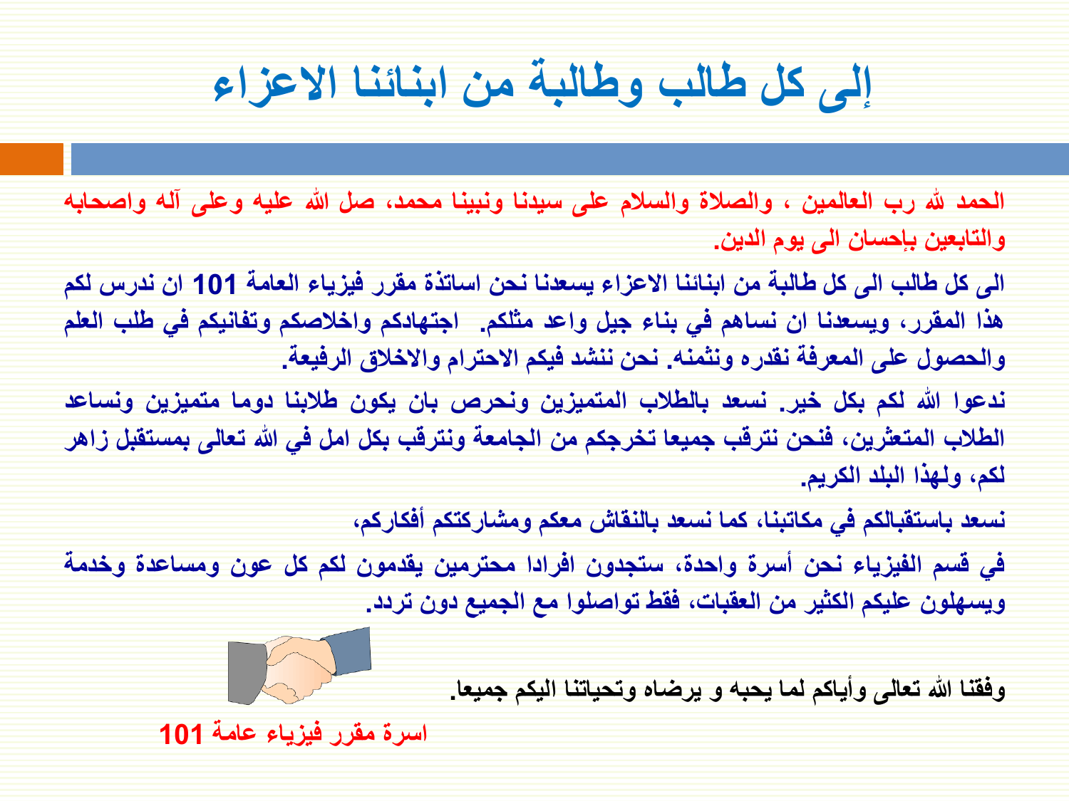# إلى كل طالب وطالبة من ابنائنا الاعزاء

**الحمد لله رب العالمين ، والصلاة والسلام على سيدنا ونبينا محمد، صل الله عليه وعلى آله واصحابه والتابعين بإحسان الى يوم الدين.**

**الى كل طالب الى كل طالبة من ابنائنا الاعزاء يسعدنا نحن اساتذة مقرر فيزياء العامة 101 ان ندرس لكم هذا المقرر، ويسعدنا ان نساهم في بناء جيل واعد مثلكم. اجتهادكم واخلاصكم وتفانيكم في طلب العلم والحصول على المعرفة نقدره ونثمنه. نحن ننشد فيكم الاحترام والاخلاق الرفيعة.**

**ندعوا الله لكم بكل خير. نسعد بالطلاب المتميزين ونحرص بان يكون طلابنا دوما متميزين ونساعد الطلاب المتعثرين، فنحن نترقب جميعا تخرجكم من الجامعة ونترقب بكل امل في الله تعالى بمستقبل زاهر لكم، ولهذا البلد الكريم.**

**نسعد باستقبالكم في مكاتبنا، كما نسعد بالنقاش معكم ومشاركتكم أفكاركم،**

**في قسم الفيزياء نحن أسرة واحدة، ستجدون افرادا محترمين يقدمون لكم كل عون ومساعدة وخدمة ويسهلون عليكم الكثير من العقبات، فقط تواصلوا مع الجميع دون تردد.**

**وفقنا الله تعالى وأياكم لما يحبه و يرضاه وتحياتنا اليكم جميعا.**

**اسرة مقرر فيزياء عامة 101**